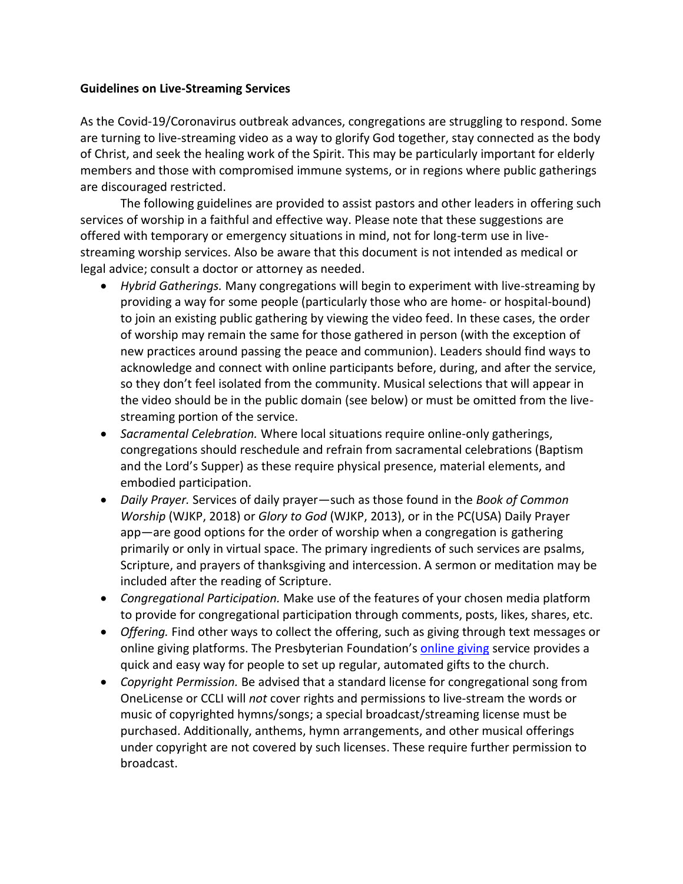**Guidelines on Live-Streaming Services**

As the Covid-19/Coronavirus outbreak advances, congregations are struggling to respond. Some are turning to live-streaming video as a way to glorify God together, stay connected as the body of Christ, and seek the healing work of the Spirit. This may be particularly important for elderly members and those with compromised immune systems, or in regions where public gatherings are discouraged restricted.

The following guidelines are provided to assist pastors and other leaders in offering such services of worship in a faithful and effective way. Please note that these suggestions are offered with temporary or emergency situations in mind, not for long-term use in live-streaming worship services. Also be aware that this document is not intended as medical or legal advice; consult a doctor or attorney as needed.

- *Hybrid Gatherings.* Many congregations will begin to experiment with live-streaming by providing a way for some people (particularly those who are home- or hospital-bound) to join an existing public gathering by viewing the video feed. In these cases, the order of worship may remain the same for those gathered in person (with the exception of new practices around passing the peace and communion). Leaders should find ways to acknowledge and connect with online participants before, during, and after the service, so they don't feel isolated from the community. Musical selections that will appear in the video should be in the public domain (see below) or must be omitted from the live-streaming portion of the service.
- *Sacramental Celebration.* Where local situations require online-only gatherings, congregations should reschedule and refrain from sacramental celebrations (Baptism and the Lord's Supper) as these require physical presence, material elements, and embodied participation.
- *Daily Prayer.* Services of daily prayer—such as those found in the *Book of Common Worship* (WJKP, 2018) or *Glory to God* (WJKP, 2013), or in the PC(USA) Daily Prayer app—are good options for the order of worship when a congregation is gathering primarily or only in virtual space. The primary ingredients of such services are psalms, Scripture, and prayers of thanksgiving and intercession. A sermon or meditation may be included after the reading of Scripture.
- *Congregational Participation.* Make use of the features of your chosen media platform to provide for congregational participation through comments, posts, likes, shares, etc.
- *Offering.* Find other ways to collect the offering, such as giving through text messages or online giving platforms. The Presbyterian Foundation's online giving service provides a quick and easy way for people to set up regular, automated gifts to the church.
- *Copyright Permission.* Be advised that a standard license for congregational song from OneLicense or CCLI will *not* cover rights and permissions to live-stream the words or music of copyrighted hymns/songs; a special broadcast/streaming license must be purchased. Additionally, anthems, hymn arrangements, and other musical offerings under copyright are not covered by such licenses. These require further permission to broadcast.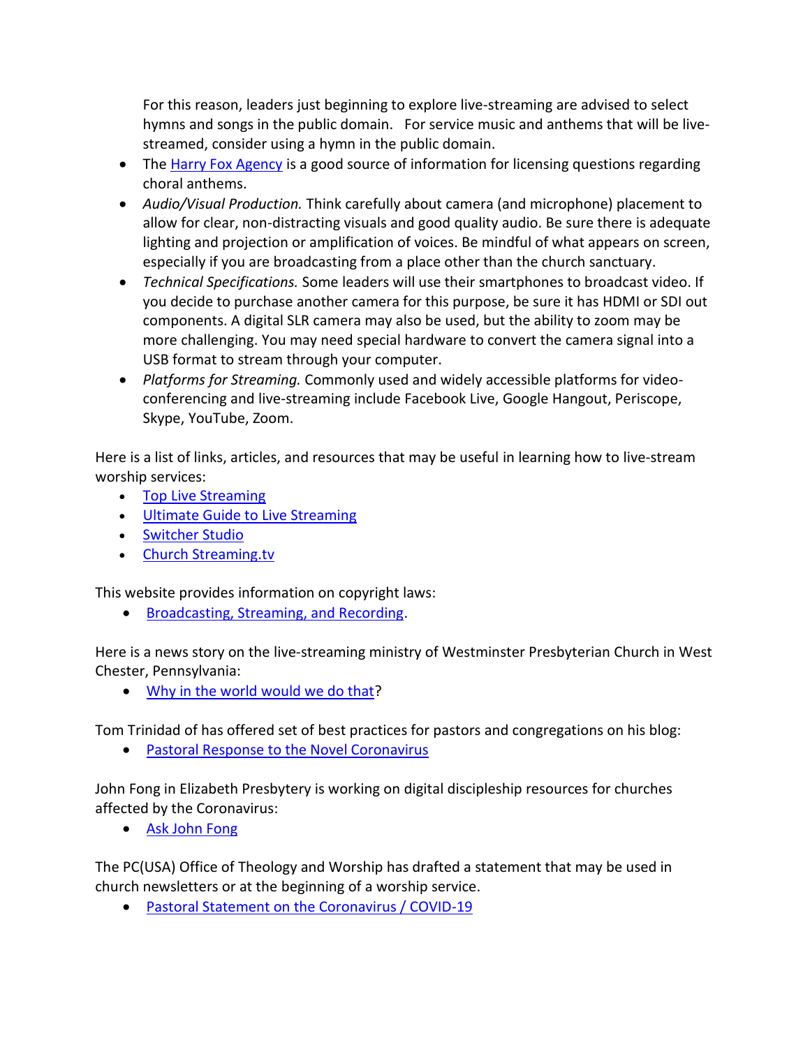For this reason, leaders just beginning to explore live-streaming are advised to select hymns and songs in the public domain. For service music and anthems that will be live-streamed, consider using a hymn in the public domain.

- The [Harry Fox Agency]() is a good source of information for licensing questions regarding choral anthems.
- *Audio/Visual Production.* Think carefully about camera (and microphone) placement to allow for clear, non-distracting visuals and good quality audio. Be sure there is adequate lighting and projection or amplification of voices. Be mindful of what appears on screen, especially if you are broadcasting from a place other than the church sanctuary.
- *Technical Specifications.* Some leaders will use their smartphones to broadcast video. If you decide to purchase another camera for this purpose, be sure it has HDMI or SDI out components. A digital SLR camera may also be used, but the ability to zoom may be more challenging. You may need special hardware to convert the camera signal into a USB format to stream through your computer.
- *Platforms for Streaming.* Commonly used and widely accessible platforms for video-conferencing and live-streaming include Facebook Live, Google Hangout, Periscope, Skype, YouTube, Zoom.

Here is a list of links, articles, and resources that may be useful in learning how to live-stream worship services:

- Top Live Streaming
- Ultimate Guide to Live Streaming
- Switcher Studio
- Church Streaming.tv

This website provides information on copyright laws:

- Broadcasting, Streaming, and Recording.

Here is a news story on the live-streaming ministry of Westminster Presbyterian Church in West Chester, Pennsylvania:

- Why in the world would we do that?

Tom Trinidad of has offered set of best practices for pastors and congregations on his blog:

- Pastoral Response to the Novel Coronavirus

John Fong in Elizabeth Presbytery is working on digital discipleship resources for churches affected by the Coronavirus:

- Ask John Fong

The PC(USA) Office of Theology and Worship has drafted a statement that may be used in church newsletters or at the beginning of a worship service.

- Pastoral Statement on the Coronavirus / COVID-19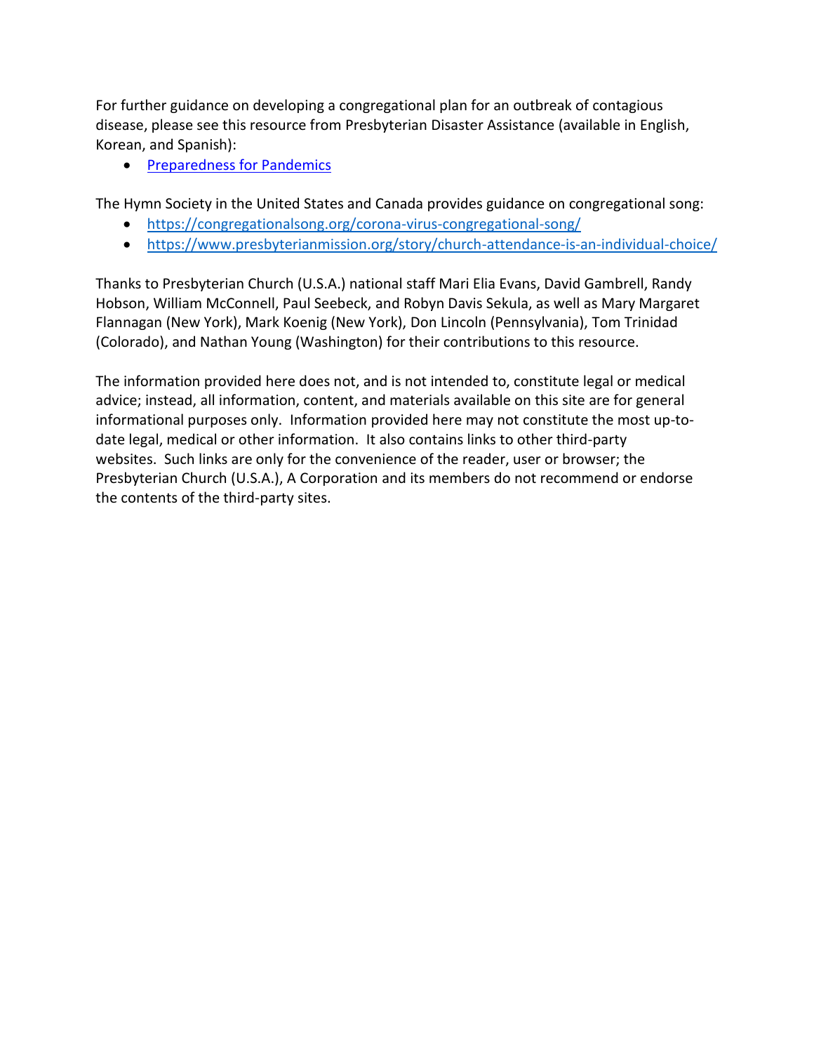For further guidance on developing a congregational plan for an outbreak of contagious disease, please see this resource from Presbyterian Disaster Assistance (available in English, Korean, and Spanish):

- Preparedness for Pandemics

The Hymn Society in the United States and Canada provides guidance on congregational song:

- https://congregationalsong.org/corona-virus-congregational-song/
- https://www.presbyterianmission.org/story/church-attendance-is-an-individual-choice/

Thanks to Presbyterian Church (U.S.A.) national staff Mari Elia Evans, David Gambrell, Randy Hobson, William McConnell, Paul Seebeck, and Robyn Davis Sekula, as well as Mary Margaret Flannagan (New York), Mark Koenig (New York), Don Lincoln (Pennsylvania), Tom Trinidad (Colorado), and Nathan Young (Washington) for their contributions to this resource.

The information provided here does not, and is not intended to, constitute legal or medical advice; instead, all information, content, and materials available on this site are for general informational purposes only. Information provided here may not constitute the most up-to-date legal, medical or other information. It also contains links to other third-party websites. Such links are only for the convenience of the reader, user or browser; the Presbyterian Church (U.S.A.), A Corporation and its members do not recommend or endorse the contents of the third-party sites.